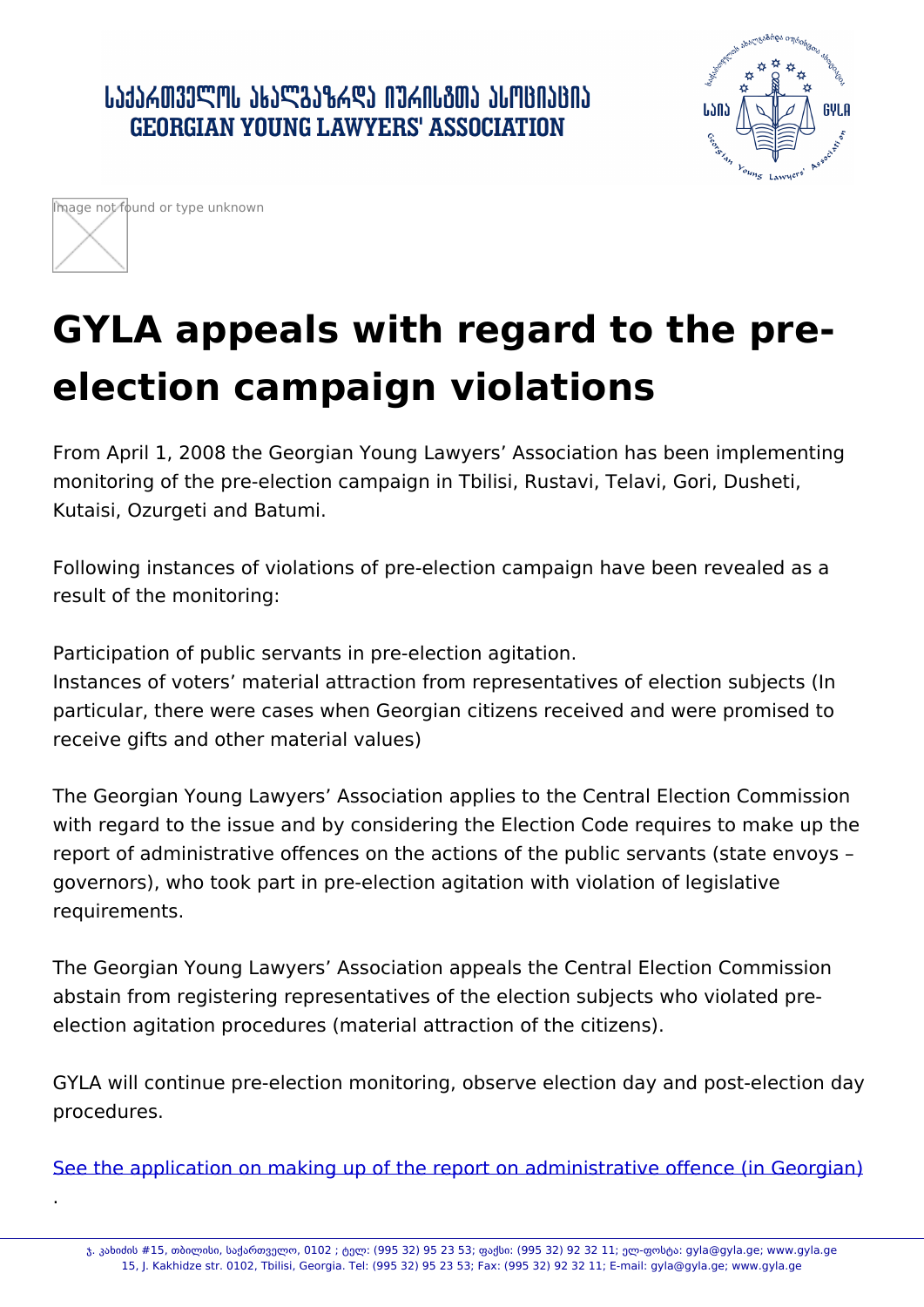# GYLA appeals with regard to the pre-election campaign violations

From April 1, 2008 the Georgian Young Lawyers' Association has been implementing monitoring of the pre-election campaign in Tbilisi, Rustavi, Telavi, Gori, Dusheti, Kutaisi, Ozurgeti and Batumi.

Following instances of violations of pre-election campaign have been revealed as a result of the monitoring:

Participation of public servants in pre-election agitation.
Instances of voters' material attraction from representatives of election subjects (In particular, there were cases when Georgian citizens received and were promised to receive gifts and other material values)

The Georgian Young Lawyers' Association applies to the Central Election Commission with regard to the issue and by considering the Election Code requires to make up the report of administrative offences on the actions of the public servants (state envoys – governors), who took part in pre-election agitation with violation of legislative requirements.

The Georgian Young Lawyers' Association appeals the Central Election Commission abstain from registering representatives of the election subjects who violated pre-election agitation procedures (material attraction of the citizens).

GYLA will continue pre-election monitoring, observe election day and post-election day procedures.

See the application on making up of the report on administrative offence (in Georgian)

.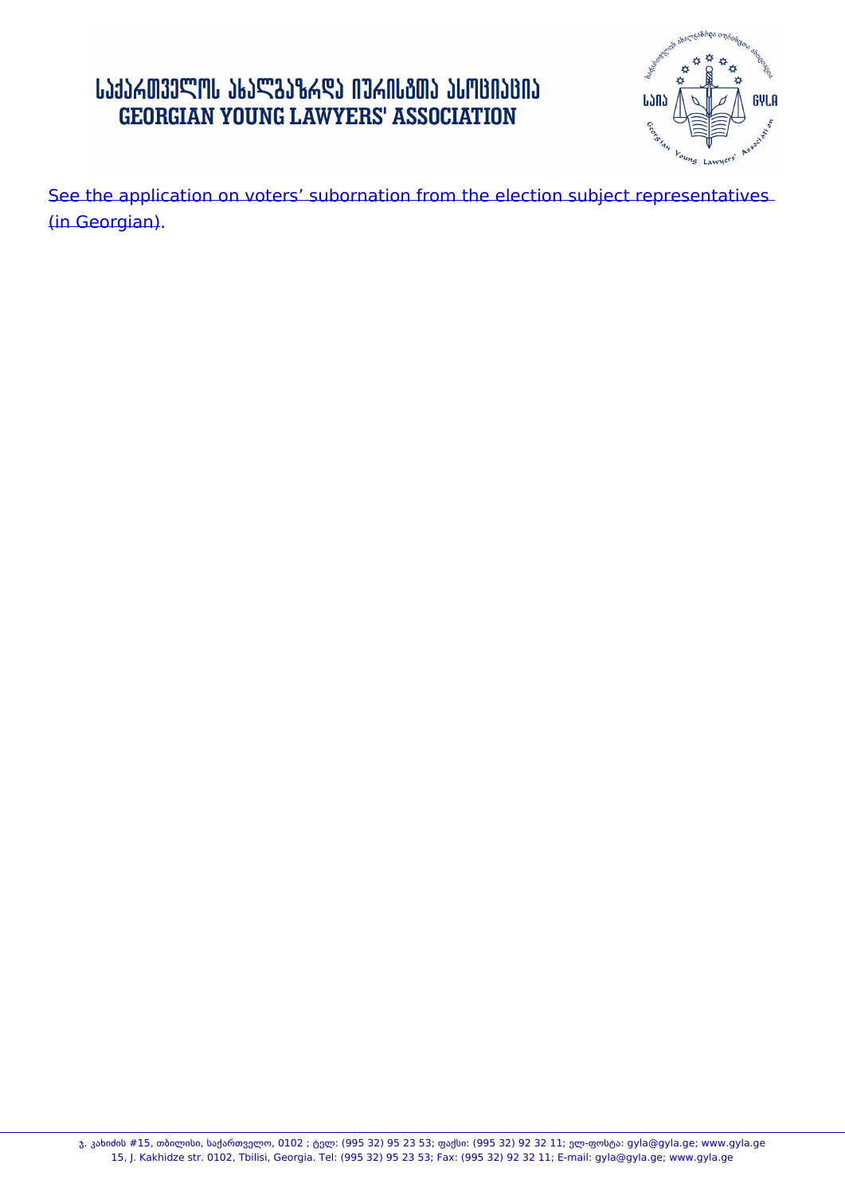See the application on voters' subornation from the election subject representatives (in Georgian).